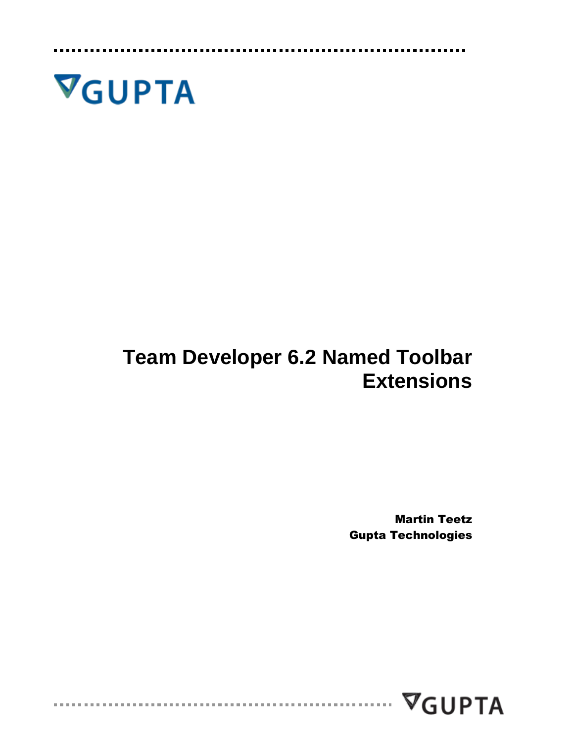GUPTA

# Team Developer 6.2 Named Toolbar Extensions

**Martin Teetz**
**Gupta Technologies**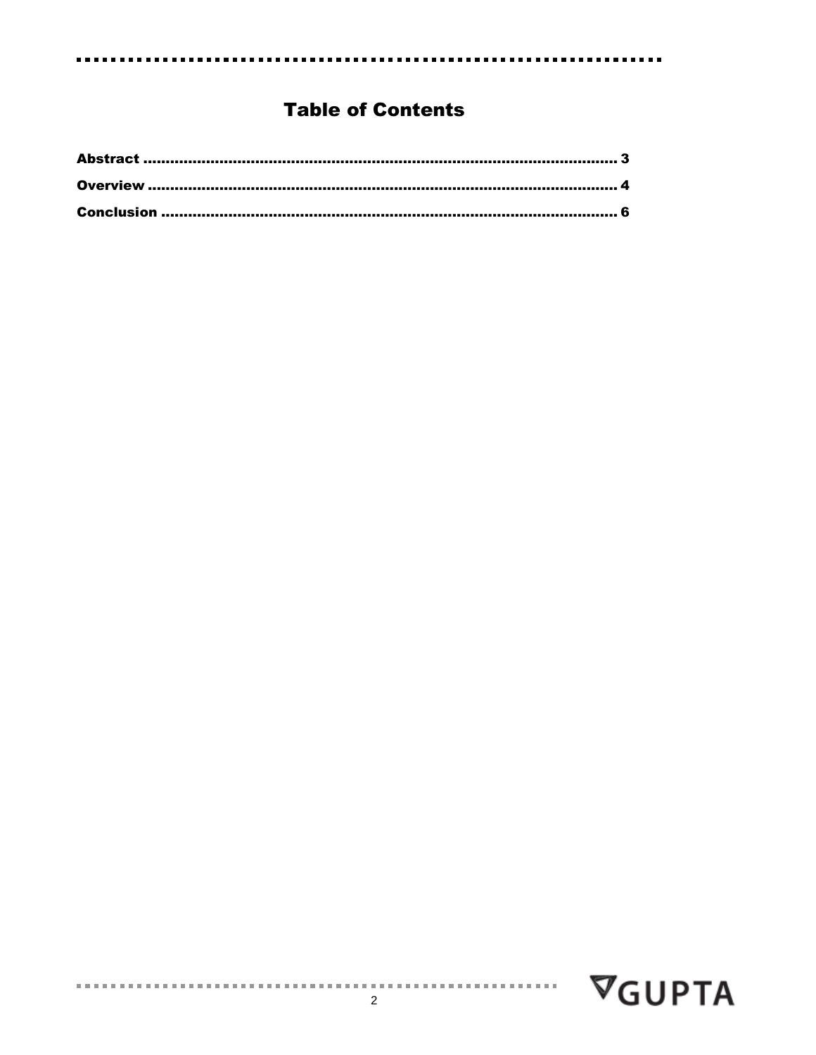# Table of Contents

Abstract ........................................................................................................ 3

Overview ....................................................................................................... 4

Conclusion ..................................................................................................... 6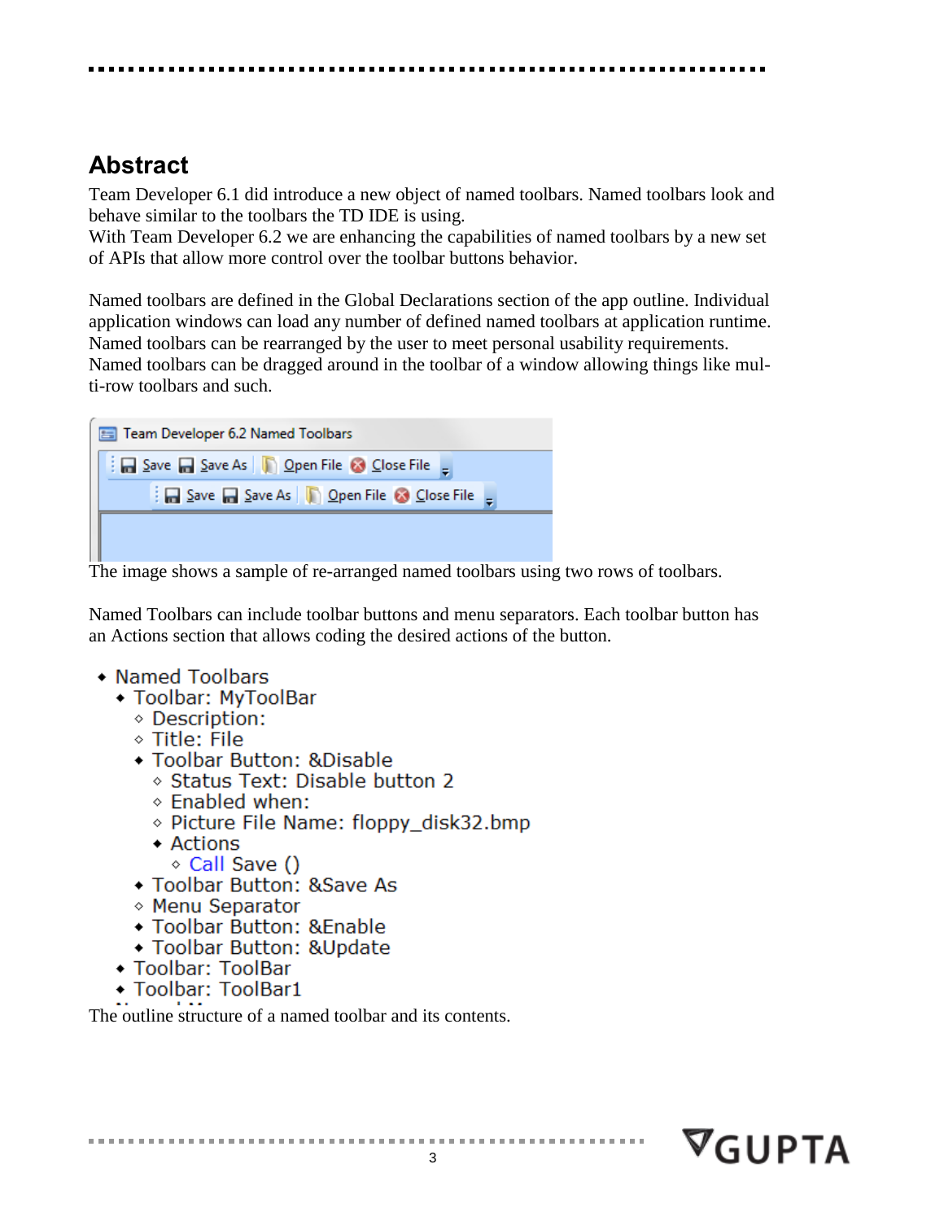## Abstract

Team Developer 6.1 did introduce a new object of named toolbars. Named toolbars look and behave similar to the toolbars the TD IDE is using.
With Team Developer 6.2 we are enhancing the capabilities of named toolbars by a new set of APIs that allow more control over the toolbar buttons behavior.

Named toolbars are defined in the Global Declarations section of the app outline. Individual application windows can load any number of defined named toolbars at application runtime. Named toolbars can be rearranged by the user to meet personal usability requirements. Named toolbars can be dragged around in the toolbar of a window allowing things like multi-row toolbars and such.

The image shows a sample of re-arranged named toolbars using two rows of toolbars.

Named Toolbars can include toolbar buttons and menu separators. Each toolbar button has an Actions section that allows coding the desired actions of the button.

```
◆ Named Toolbars
  ◆ Toolbar: MyToolBar
    ◇ Description:
    ◇ Title: File
    ◆ Toolbar Button: &Disable
      ◇ Status Text: Disable button 2
      ◇ Enabled when:
      ◇ Picture File Name: floppy_disk32.bmp
      ◆ Actions
        ◇ Call Save ()
    ◆ Toolbar Button: &Save As
    ◇ Menu Separator
    ◆ Toolbar Button: &Enable
    ◆ Toolbar Button: &Update
  ◆ Toolbar: ToolBar
  ◆ Toolbar: ToolBar1
```

The outline structure of a named toolbar and its contents.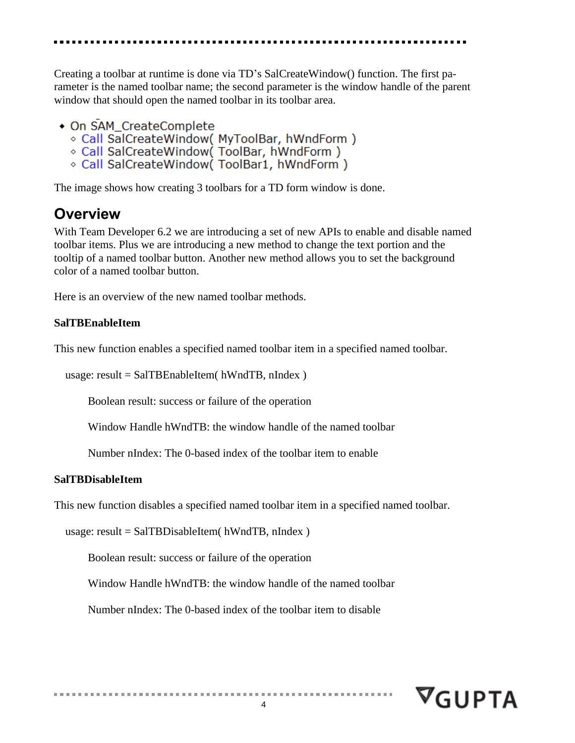Creating a toolbar at runtime is done via TD's SalCreateWindow() function. The first parameter is the named toolbar name; the second parameter is the window handle of the parent window that should open the named toolbar in its toolbar area.

```
◆ On SAM_CreateComplete
    ◇ Call SalCreateWindow( MyToolBar, hWndForm )
    ◇ Call SalCreateWindow( ToolBar, hWndForm )
    ◇ Call SalCreateWindow( ToolBar1, hWndForm )
```

The image shows how creating 3 toolbars for a TD form window is done.

## Overview

With Team Developer 6.2 we are introducing a set of new APIs to enable and disable named toolbar items. Plus we are introducing a new method to change the text portion and the tooltip of a named toolbar button. Another new method allows you to set the background color of a named toolbar button.

Here is an overview of the new named toolbar methods.

**SalTBEnableItem**

This new function enables a specified named toolbar item in a specified named toolbar.

usage: result = SalTBEnableItem( hWndTB, nIndex )

Boolean result: success or failure of the operation

Window Handle hWndTB: the window handle of the named toolbar

Number nIndex: The 0-based index of the toolbar item to enable

**SalTBDisableItem**

This new function disables a specified named toolbar item in a specified named toolbar.

usage: result = SalTBDisableItem( hWndTB, nIndex )

Boolean result: success or failure of the operation

Window Handle hWndTB: the window handle of the named toolbar

Number nIndex: The 0-based index of the toolbar item to disable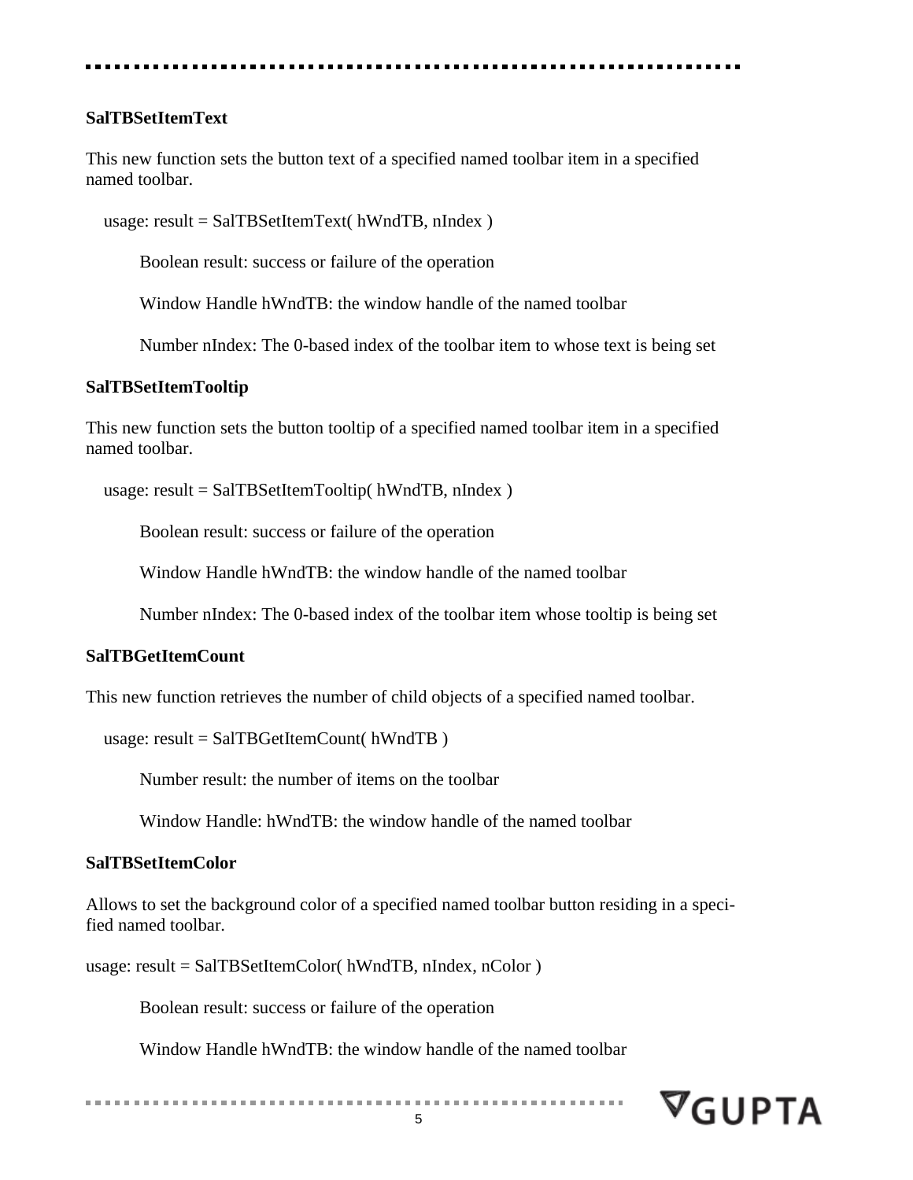**SalTBSetItemText**

This new function sets the button text of a specified named toolbar item in a specified named toolbar.

usage: result = SalTBSetItemText( hWndTB, nIndex )

Boolean result: success or failure of the operation

Window Handle hWndTB: the window handle of the named toolbar

Number nIndex: The 0-based index of the toolbar item to whose text is being set

**SalTBSetItemTooltip**

This new function sets the button tooltip of a specified named toolbar item in a specified named toolbar.

usage: result = SalTBSetItemTooltip( hWndTB, nIndex )

Boolean result: success or failure of the operation

Window Handle hWndTB: the window handle of the named toolbar

Number nIndex: The 0-based index of the toolbar item whose tooltip is being set

**SalTBGetItemCount**

This new function retrieves the number of child objects of a specified named toolbar.

usage: result = SalTBGetItemCount( hWndTB )

Number result: the number of items on the toolbar

Window Handle: hWndTB: the window handle of the named toolbar

**SalTBSetItemColor**

Allows to set the background color of a specified named toolbar button residing in a specified named toolbar.

usage: result = SalTBSetItemColor( hWndTB, nIndex, nColor )

Boolean result: success or failure of the operation

Window Handle hWndTB: the window handle of the named toolbar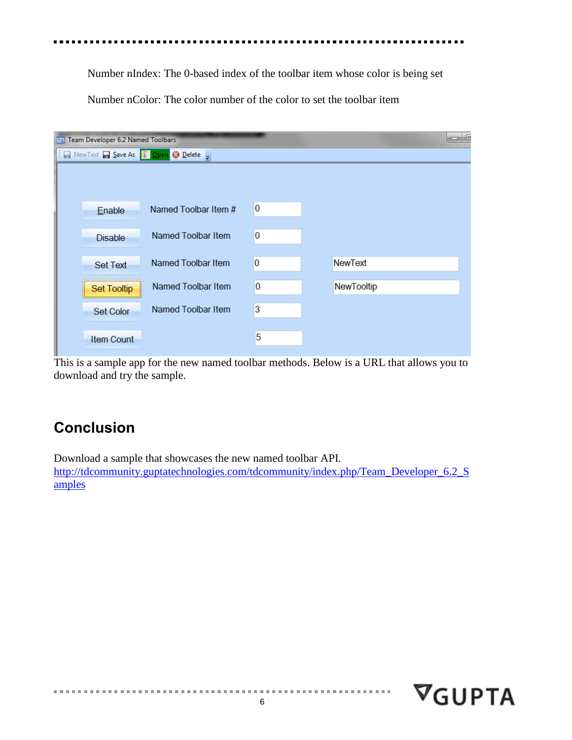Number nIndex: The 0-based index of the toolbar item whose color is being set

Number nColor: The color number of the color to set the toolbar item

This is a sample app for the new named toolbar methods. Below is a URL that allows you to download and try the sample.

## Conclusion

Download a sample that showcases the new named toolbar API.
[http://tdcommunity.guptatechnologies.com/tdcommunity/index.php/Team_Developer_6.2_Samples](http://tdcommunity.guptatechnologies.com/tdcommunity/index.php/Team_Developer_6.2_Samples)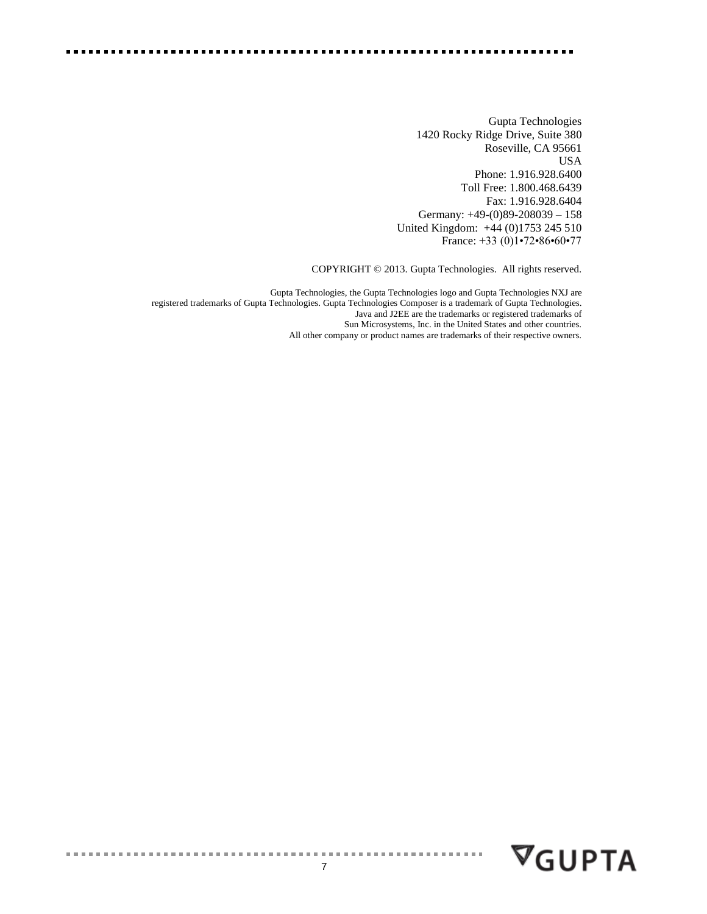Gupta Technologies
1420 Rocky Ridge Drive, Suite 380
Roseville, CA 95661
USA
Phone: 1.916.928.6400
Toll Free: 1.800.468.6439
Fax: 1.916.928.6404
Germany: +49-(0)89-208039 – 158
United Kingdom: +44 (0)1753 245 510
France: +33 (0)1•72•86•60•77

COPYRIGHT © 2013. Gupta Technologies. All rights reserved.

Gupta Technologies, the Gupta Technologies logo and Gupta Technologies NXJ are registered trademarks of Gupta Technologies. Gupta Technologies Composer is a trademark of Gupta Technologies. Java and J2EE are the trademarks or registered trademarks of Sun Microsystems, Inc. in the United States and other countries. All other company or product names are trademarks of their respective owners.